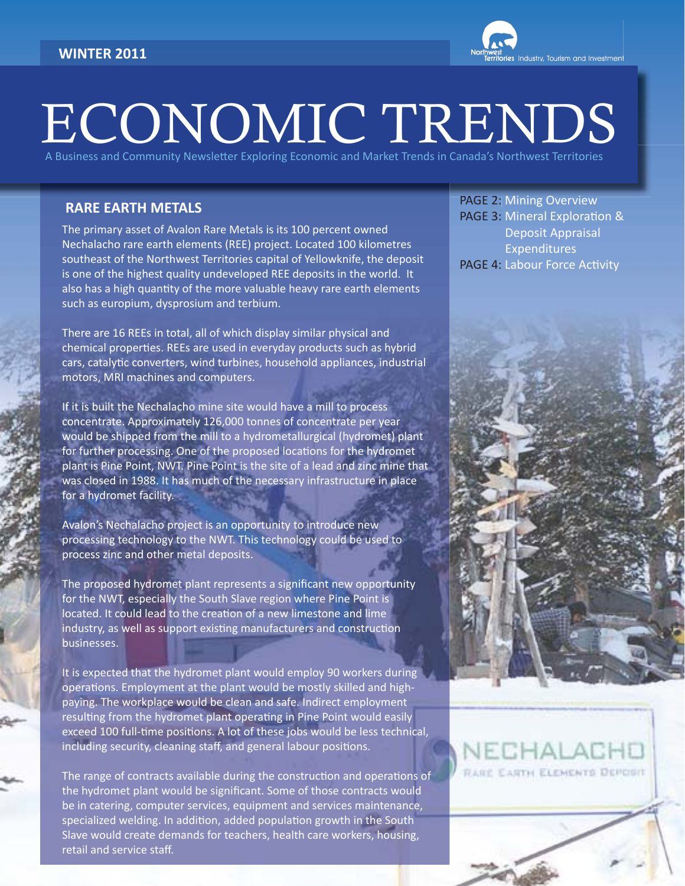WINTER 2011

Northwest Territories Industry, Tourism and Investment

# ECONOMIC TRENDS

A Business and Community Newsletter Exploring Economic and Market Trends in Canada's Northwest Territories

PAGE 2: Mining Overview
PAGE 3: Mineral Exploration & Deposit Appraisal Expenditures
PAGE 4: Labour Force Activity

## RARE EARTH METALS

The primary asset of Avalon Rare Metals is its 100 percent owned Nechalacho rare earth elements (REE) project. Located 100 kilometres southeast of the Northwest Territories capital of Yellowknife, the deposit is one of the highest quality undeveloped REE deposits in the world. It also has a high quantity of the more valuable heavy rare earth elements such as europium, dysprosium and terbium.

There are 16 REEs in total, all of which display similar physical and chemical properties. REEs are used in everyday products such as hybrid cars, catalytic converters, wind turbines, household appliances, industrial motors, MRI machines and computers.

If it is built the Nechalacho mine site would have a mill to process concentrate. Approximately 126,000 tonnes of concentrate per year would be shipped from the mill to a hydrometallurgical (hydromet) plant for further processing. One of the proposed locations for the hydromet plant is Pine Point, NWT. Pine Point is the site of a lead and zinc mine that was closed in 1988. It has much of the necessary infrastructure in place for a hydromet facility.

Avalon's Nechalacho project is an opportunity to introduce new processing technology to the NWT. This technology could be used to process zinc and other metal deposits.

The proposed hydromet plant represents a significant new opportunity for the NWT, especially the South Slave region where Pine Point is located. It could lead to the creation of a new limestone and lime industry, as well as support existing manufacturers and construction businesses.

It is expected that the hydromet plant would employ 90 workers during operations. Employment at the plant would be mostly skilled and high-paying. The workplace would be clean and safe. Indirect employment resulting from the hydromet plant operating in Pine Point would easily exceed 100 full-time positions. A lot of these jobs would be less technical, including security, cleaning staff, and general labour positions.

The range of contracts available during the construction and operations of the hydromet plant would be significant. Some of those contracts would be in catering, computer services, equipment and services maintenance, specialized welding. In addition, added population growth in the South Slave would create demands for teachers, health care workers, housing, retail and service staff.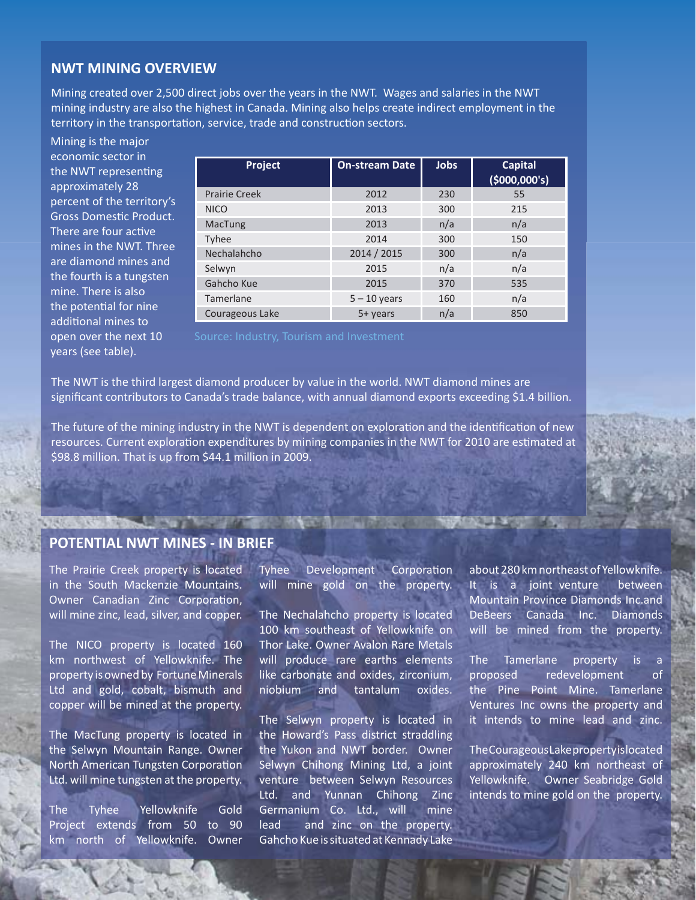## NWT MINING OVERVIEW

Mining created over 2,500 direct jobs over the years in the NWT. Wages and salaries in the NWT mining industry are also the highest in Canada. Mining also helps create indirect employment in the territory in the transportation, service, trade and construction sectors.

Mining is the major economic sector in the NWT representing approximately 28 percent of the territory's Gross Domestic Product. There are four active mines in the NWT. Three are diamond mines and the fourth is a tungsten mine. There is also the potential for nine additional mines to open over the next 10 years (see table).

| Project | On-stream Date | Jobs | Capital ($000,000's) |
|---|---|---|---|
| Prairie Creek | 2012 | 230 | 55 |
| NICO | 2013 | 300 | 215 |
| MacTung | 2013 | n/a | n/a |
| Tyhee | 2014 | 300 | 150 |
| Nechalahcho | 2014 / 2015 | 300 | n/a |
| Selwyn | 2015 | n/a | n/a |
| Gahcho Kue | 2015 | 370 | 535 |
| Tamerlane | 5 – 10 years | 160 | n/a |
| Courageous Lake | 5+ years | n/a | 850 |

Source: Industry, Tourism and Investment

The NWT is the third largest diamond producer by value in the world. NWT diamond mines are significant contributors to Canada's trade balance, with annual diamond exports exceeding $1.4 billion.

The future of the mining industry in the NWT is dependent on exploration and the identification of new resources. Current exploration expenditures by mining companies in the NWT for 2010 are estimated at $98.8 million. That is up from $44.1 million in 2009.

## POTENTIAL NWT MINES - IN BRIEF

The Prairie Creek property is located in the South Mackenzie Mountains. Owner Canadian Zinc Corporation, will mine zinc, lead, silver, and copper.

The NICO property is located 160 km northwest of Yellowknife. The property is owned by Fortune Minerals Ltd and gold, cobalt, bismuth and copper will be mined at the property.

The MacTung property is located in the Selwyn Mountain Range. Owner North American Tungsten Corporation Ltd. will mine tungsten at the property.

The Tyhee Yellowknife Gold Project extends from 50 to 90 km north of Yellowknife. Owner Tyhee Development Corporation will mine gold on the property.

The Nechalahcho property is located 100 km southeast of Yellowknife on Thor Lake. Owner Avalon Rare Metals will produce rare earths elements like carbonate and oxides, zirconium, niobium and tantalum oxides.

The Selwyn property is located in the Howard's Pass district straddling the Yukon and NWT border. Owner Selwyn Chihong Mining Ltd, a joint venture between Selwyn Resources Ltd. and Yunnan Chihong Zinc Germanium Co. Ltd., will mine lead and zinc on the property.

Gahcho Kue is situated at Kennady Lake about 280 km northeast of Yellowknife. It is a joint venture between Mountain Province Diamonds Inc.and DeBeers Canada Inc. Diamonds will be mined from the property.

The Tamerlane property is a proposed redevelopment of the Pine Point Mine. Tamerlane Ventures Inc owns the property and it intends to mine lead and zinc.

The Courageous Lake property is located approximately 240 km northeast of Yellowknife. Owner Seabridge Gold intends to mine gold on the property.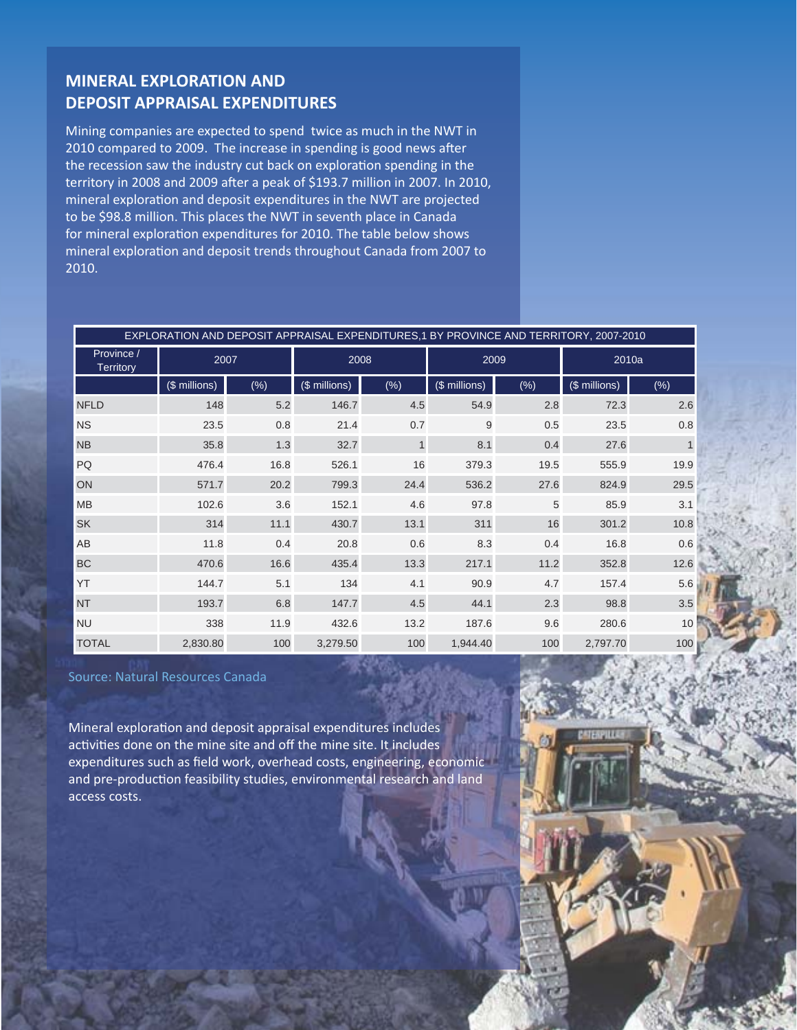## MINERAL EXPLORATION AND DEPOSIT APPRAISAL EXPENDITURES

Mining companies are expected to spend twice as much in the NWT in 2010 compared to 2009. The increase in spending is good news after the recession saw the industry cut back on exploration spending in the territory in 2008 and 2009 after a peak of $193.7 million in 2007. In 2010, mineral exploration and deposit expenditures in the NWT are projected to be $98.8 million. This places the NWT in seventh place in Canada for mineral exploration expenditures for 2010. The table below shows mineral exploration and deposit trends throughout Canada from 2007 to 2010.

EXPLORATION AND DEPOSIT APPRAISAL EXPENDITURES,1 BY PROVINCE AND TERRITORY, 2007-2010

| Province / Territory | 2007 | | 2008 | | 2009 | | 2010a | |
|---|---|---|---|---|---|---|---|---|
| | ($ millions) | (%) | ($ millions) | (%) | ($ millions) | (%) | ($ millions) | (%) |
| NFLD | 148 | 5.2 | 146.7 | 4.5 | 54.9 | 2.8 | 72.3 | 2.6 |
| NS | 23.5 | 0.8 | 21.4 | 0.7 | 9 | 0.5 | 23.5 | 0.8 |
| NB | 35.8 | 1.3 | 32.7 | 1 | 8.1 | 0.4 | 27.6 | 1 |
| PQ | 476.4 | 16.8 | 526.1 | 16 | 379.3 | 19.5 | 555.9 | 19.9 |
| ON | 571.7 | 20.2 | 799.3 | 24.4 | 536.2 | 27.6 | 824.9 | 29.5 |
| MB | 102.6 | 3.6 | 152.1 | 4.6 | 97.8 | 5 | 85.9 | 3.1 |
| SK | 314 | 11.1 | 430.7 | 13.1 | 311 | 16 | 301.2 | 10.8 |
| AB | 11.8 | 0.4 | 20.8 | 0.6 | 8.3 | 0.4 | 16.8 | 0.6 |
| BC | 470.6 | 16.6 | 435.4 | 13.3 | 217.1 | 11.2 | 352.8 | 12.6 |
| YT | 144.7 | 5.1 | 134 | 4.1 | 90.9 | 4.7 | 157.4 | 5.6 |
| NT | 193.7 | 6.8 | 147.7 | 4.5 | 44.1 | 2.3 | 98.8 | 3.5 |
| NU | 338 | 11.9 | 432.6 | 13.2 | 187.6 | 9.6 | 280.6 | 10 |
| TOTAL | 2,830.80 | 100 | 3,279.50 | 100 | 1,944.40 | 100 | 2,797.70 | 100 |

Source: Natural Resources Canada

Mineral exploration and deposit appraisal expenditures includes activities done on the mine site and off the mine site. It includes expenditures such as field work, overhead costs, engineering, economic and pre-production feasibility studies, environmental research and land access costs.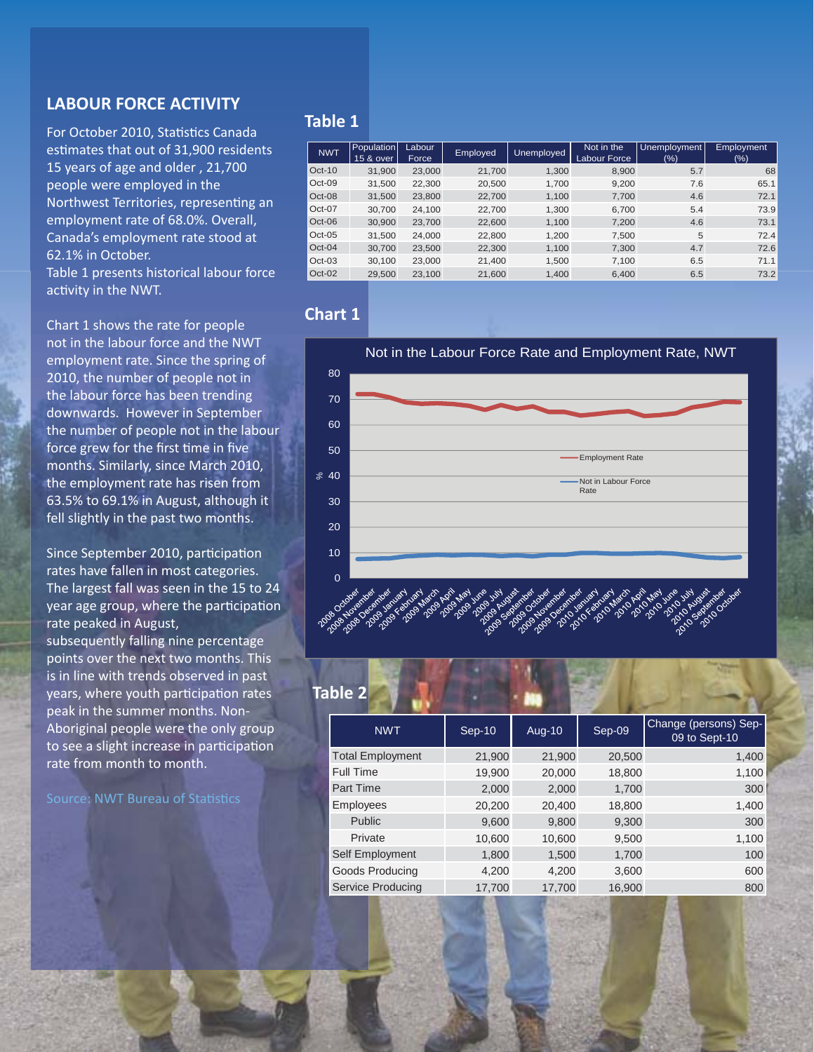## LABOUR FORCE ACTIVITY

For October 2010, Statistics Canada estimates that out of 31,900 residents 15 years of age and older , 21,700 people were employed in the Northwest Territories, representing an employment rate of 68.0%. Overall, Canada's employment rate stood at 62.1% in October.
Table 1 presents historical labour force activity in the NWT.

Chart 1 shows the rate for people not in the labour force and the NWT employment rate. Since the spring of 2010, the number of people not in the labour force has been trending downwards. However in September the number of people not in the labour force grew for the first time in five months. Similarly, since March 2010, the employment rate has risen from 63.5% to 69.1% in August, although it fell slightly in the past two months.

Since September 2010, participation rates have fallen in most categories. The largest fall was seen in the 15 to 24 year age group, where the participation rate peaked in August, subsequently falling nine percentage points over the next two months. This is in line with trends observed in past years, where youth participation rates peak in the summer months. Non-Aboriginal people were the only group to see a slight increase in participation rate from month to month.

Source: NWT Bureau of Statistics

### Table 1

| NWT | Population 15 & over | Labour Force | Employed | Unemployed | Not in the Labour Force | Unemployment (%) | Employment (%) |
|---|---|---|---|---|---|---|---|
| Oct-10 | 31,900 | 23,000 | 21,700 | 1,300 | 8,900 | 5.7 | 68 |
| Oct-09 | 31,500 | 22,300 | 20,500 | 1,700 | 9,200 | 7.6 | 65.1 |
| Oct-08 | 31,500 | 23,800 | 22,700 | 1,100 | 7,700 | 4.6 | 72.1 |
| Oct-07 | 30,700 | 24,100 | 22,700 | 1,300 | 6,700 | 5.4 | 73.9 |
| Oct-06 | 30,900 | 23,700 | 22,600 | 1,100 | 7,200 | 4.6 | 73.1 |
| Oct-05 | 31,500 | 24,000 | 22,800 | 1,200 | 7,500 | 5 | 72.4 |
| Oct-04 | 30,700 | 23,500 | 22,300 | 1,100 | 7,300 | 4.7 | 72.6 |
| Oct-03 | 30,100 | 23,000 | 21,400 | 1,500 | 7,100 | 6.5 | 71.1 |
| Oct-02 | 29,500 | 23,100 | 21,600 | 1,400 | 6,400 | 6.5 | 73.2 |

### Chart 1

Not in the Labour Force Rate and Employment Rate, NWT

%
80
70
60
50
40
30
20
10
0

Employment Rate
Not in Labour Force Rate

2008 October, 2008 November, 2008 December, 2009 January, 2009 February, 2009 March, 2009 April, 2009 May, 2009 June, 2009 July, 2009 August, 2009 September, 2009 October, 2009 November, 2009 December, 2010 January, 2010 February, 2010 March, 2010 April, 2010 May, 2010 June, 2010 July, 2010 August, 2010 September, 2010 October

### Table 2

| NWT | Sep-10 | Aug-10 | Sep-09 | Change (persons) Sep-09 to Sept-10 |
|---|---|---|---|---|
| Total Employment | 21,900 | 21,900 | 20,500 | 1,400 |
| Full Time | 19,900 | 20,000 | 18,800 | 1,100 |
| Part Time | 2,000 | 2,000 | 1,700 | 300 |
| Employees | 20,200 | 20,400 | 18,800 | 1,400 |
| Public | 9,600 | 9,800 | 9,300 | 300 |
| Private | 10,600 | 10,600 | 9,500 | 1,100 |
| Self Employment | 1,800 | 1,500 | 1,700 | 100 |
| Goods Producing | 4,200 | 4,200 | 3,600 | 600 |
| Service Producing | 17,700 | 17,700 | 16,900 | 800 |